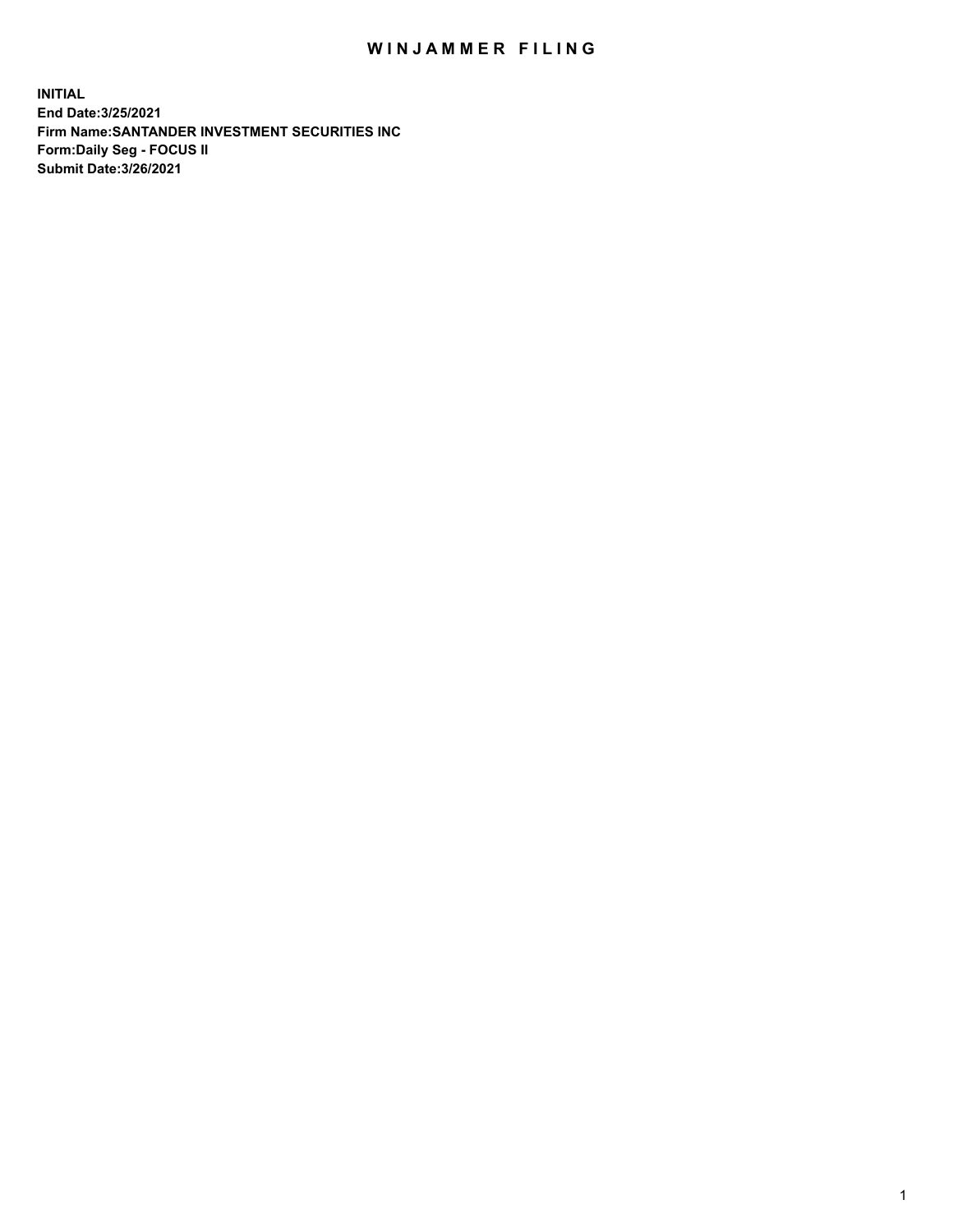# WINJAMMER FILING

**INITIAL**
**End Date:3/25/2021**
**Firm Name:SANTANDER INVESTMENT SECURITIES INC**
**Form:Daily Seg - FOCUS II**
**Submit Date:3/26/2021**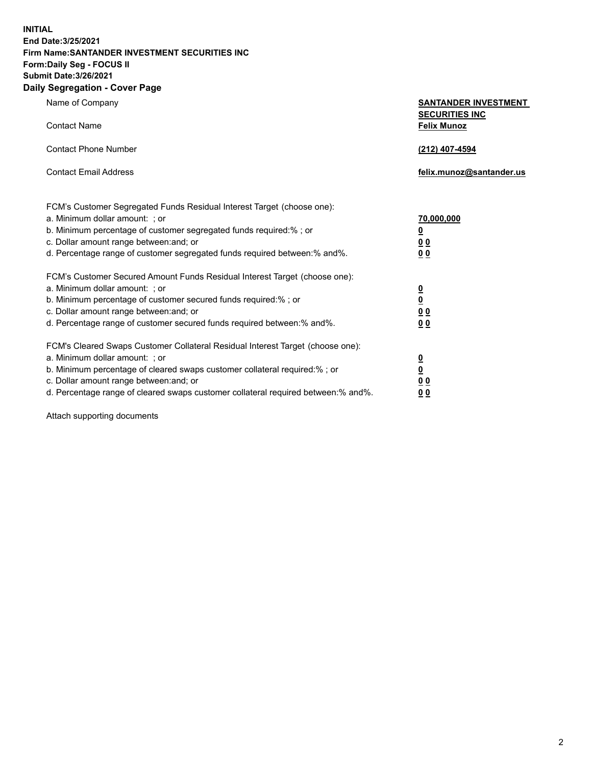**INITIAL**
**End Date:3/25/2021**
**Firm Name:SANTANDER INVESTMENT SECURITIES INC**
**Form:Daily Seg - FOCUS II**
**Submit Date:3/26/2021**

## Daily Segregation - Cover Page

| | |
|---|---|
| Name of Company | **SANTANDER INVESTMENT SECURITIES INC** |
| Contact Name | **Felix Munoz** |
| Contact Phone Number | **(212) 407-4594** |
| Contact Email Address | **felix.munoz@santander.us** |

FCM's Customer Segregated Funds Residual Interest Target (choose one):

| | |
|---|---|
| a. Minimum dollar amount: ; or | **70,000,000** |
| b. Minimum percentage of customer segregated funds required:% ; or | **0** |
| c. Dollar amount range between:and; or | **0 0** |
| d. Percentage range of customer segregated funds required between:% and%. | **0 0** |

FCM's Customer Secured Amount Funds Residual Interest Target (choose one):

| | |
|---|---|
| a. Minimum dollar amount: ; or | **0** |
| b. Minimum percentage of customer secured funds required:% ; or | **0** |
| c. Dollar amount range between:and; or | **0 0** |
| d. Percentage range of customer secured funds required between:% and%. | **0 0** |

FCM's Cleared Swaps Customer Collateral Residual Interest Target (choose one):

| | |
|---|---|
| a. Minimum dollar amount: ; or | **0** |
| b. Minimum percentage of cleared swaps customer collateral required:% ; or | **0** |
| c. Dollar amount range between:and; or | **0 0** |
| d. Percentage range of cleared swaps customer collateral required between:% and%. | **0 0** |

Attach supporting documents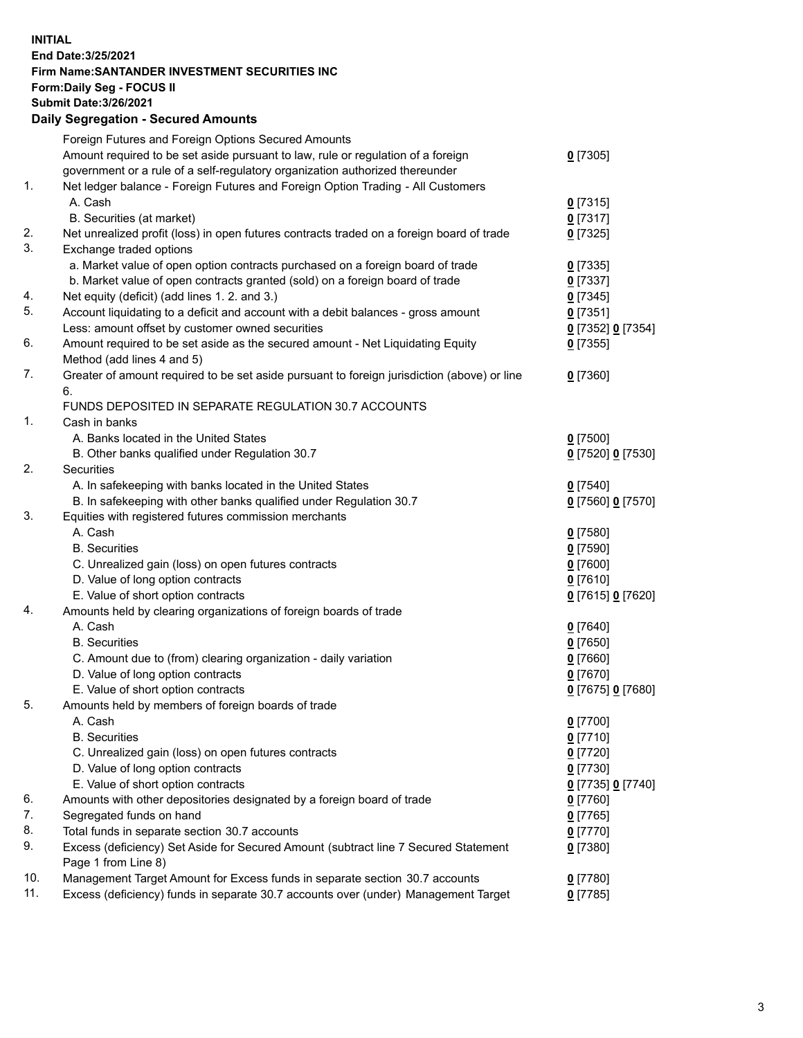**INITIAL**
**End Date:3/25/2021**
**Firm Name:SANTANDER INVESTMENT SECURITIES INC**
**Form:Daily Seg - FOCUS II**
**Submit Date:3/26/2021**

## Daily Segregation - Secured Amounts

| | | |
|---|---|---|
| | Foreign Futures and Foreign Options Secured Amounts | |
| | Amount required to be set aside pursuant to law, rule or regulation of a foreign government or a rule of a self-regulatory organization authorized thereunder | 0 [7305] |
| 1. | Net ledger balance - Foreign Futures and Foreign Option Trading - All Customers | |
| | A. Cash | 0 [7315] |
| | B. Securities (at market) | 0 [7317] |
| 2. | Net unrealized profit (loss) in open futures contracts traded on a foreign board of trade | 0 [7325] |
| 3. | Exchange traded options | |
| | a. Market value of open option contracts purchased on a foreign board of trade | 0 [7335] |
| | b. Market value of open contracts granted (sold) on a foreign board of trade | 0 [7337] |
| 4. | Net equity (deficit) (add lines 1. 2. and 3.) | 0 [7345] |
| 5. | Account liquidating to a deficit and account with a debit balances - gross amount | 0 [7351] |
| | Less: amount offset by customer owned securities | 0 [7352] 0 [7354] |
| 6. | Amount required to be set aside as the secured amount - Net Liquidating Equity Method (add lines 4 and 5) | 0 [7355] |
| 7. | Greater of amount required to be set aside pursuant to foreign jurisdiction (above) or line 6. | 0 [7360] |
| | FUNDS DEPOSITED IN SEPARATE REGULATION 30.7 ACCOUNTS | |
| 1. | Cash in banks | |
| | A. Banks located in the United States | 0 [7500] |
| | B. Other banks qualified under Regulation 30.7 | 0 [7520] 0 [7530] |
| 2. | Securities | |
| | A. In safekeeping with banks located in the United States | 0 [7540] |
| | B. In safekeeping with other banks qualified under Regulation 30.7 | 0 [7560] 0 [7570] |
| 3. | Equities with registered futures commission merchants | |
| | A. Cash | 0 [7580] |
| | B. Securities | 0 [7590] |
| | C. Unrealized gain (loss) on open futures contracts | 0 [7600] |
| | D. Value of long option contracts | 0 [7610] |
| | E. Value of short option contracts | 0 [7615] 0 [7620] |
| 4. | Amounts held by clearing organizations of foreign boards of trade | |
| | A. Cash | 0 [7640] |
| | B. Securities | 0 [7650] |
| | C. Amount due to (from) clearing organization - daily variation | 0 [7660] |
| | D. Value of long option contracts | 0 [7670] |
| | E. Value of short option contracts | 0 [7675] 0 [7680] |
| 5. | Amounts held by members of foreign boards of trade | |
| | A. Cash | 0 [7700] |
| | B. Securities | 0 [7710] |
| | C. Unrealized gain (loss) on open futures contracts | 0 [7720] |
| | D. Value of long option contracts | 0 [7730] |
| | E. Value of short option contracts | 0 [7735] 0 [7740] |
| 6. | Amounts with other depositories designated by a foreign board of trade | 0 [7760] |
| 7. | Segregated funds on hand | 0 [7765] |
| 8. | Total funds in separate section 30.7 accounts | 0 [7770] |
| 9. | Excess (deficiency) Set Aside for Secured Amount (subtract line 7 Secured Statement Page 1 from Line 8) | 0 [7380] |
| 10. | Management Target Amount for Excess funds in separate section 30.7 accounts | 0 [7780] |
| 11. | Excess (deficiency) funds in separate 30.7 accounts over (under) Management Target | 0 [7785] |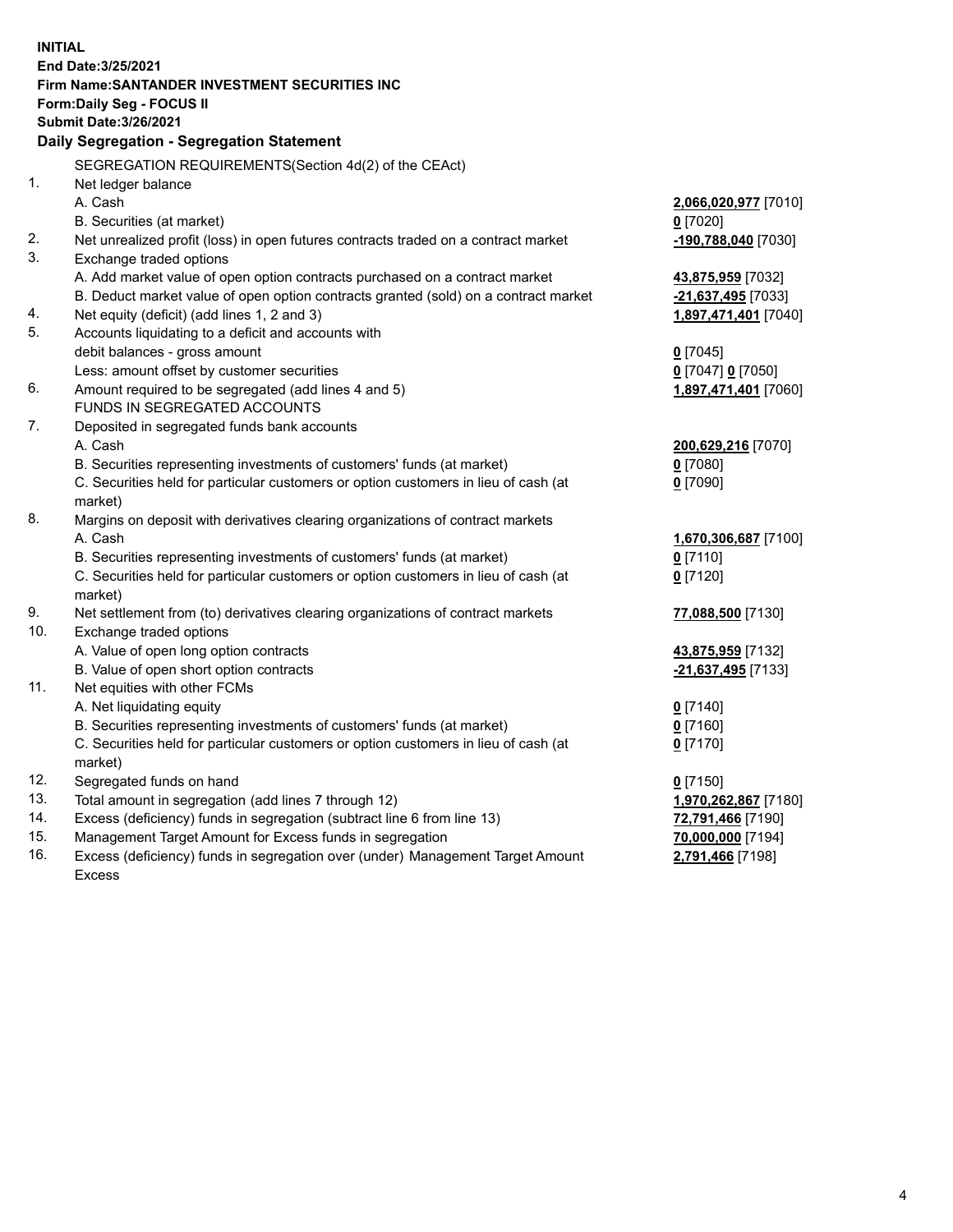**INITIAL**
**End Date:3/25/2021**
**Firm Name:SANTANDER INVESTMENT SECURITIES INC**
**Form:Daily Seg - FOCUS II**
**Submit Date:3/26/2021**

**Daily Segregation - Segregation Statement**

SEGREGATION REQUIREMENTS(Section 4d(2) of the CEAct)

| | | |
|---|---|---|
| 1. | Net ledger balance | |
| | A. Cash | **2,066,020,977** [7010] |
| | B. Securities (at market) | **0** [7020] |
| 2. | Net unrealized profit (loss) in open futures contracts traded on a contract market | **-190,788,040** [7030] |
| 3. | Exchange traded options | |
| | A. Add market value of open option contracts purchased on a contract market | **43,875,959** [7032] |
| | B. Deduct market value of open option contracts granted (sold) on a contract market | **-21,637,495** [7033] |
| 4. | Net equity (deficit) (add lines 1, 2 and 3) | **1,897,471,401** [7040] |
| 5. | Accounts liquidating to a deficit and accounts with debit balances - gross amount | **0** [7045] |
| | Less: amount offset by customer securities | **0** [7047] **0** [7050] |
| 6. | Amount required to be segregated (add lines 4 and 5) | **1,897,471,401** [7060] |
| | FUNDS IN SEGREGATED ACCOUNTS | |
| 7. | Deposited in segregated funds bank accounts | |
| | A. Cash | **200,629,216** [7070] |
| | B. Securities representing investments of customers' funds (at market) | **0** [7080] |
| | C. Securities held for particular customers or option customers in lieu of cash (at market) | **0** [7090] |
| 8. | Margins on deposit with derivatives clearing organizations of contract markets | |
| | A. Cash | **1,670,306,687** [7100] |
| | B. Securities representing investments of customers' funds (at market) | **0** [7110] |
| | C. Securities held for particular customers or option customers in lieu of cash (at market) | **0** [7120] |
| 9. | Net settlement from (to) derivatives clearing organizations of contract markets | **77,088,500** [7130] |
| 10. | Exchange traded options | |
| | A. Value of open long option contracts | **43,875,959** [7132] |
| | B. Value of open short option contracts | **-21,637,495** [7133] |
| 11. | Net equities with other FCMs | |
| | A. Net liquidating equity | **0** [7140] |
| | B. Securities representing investments of customers' funds (at market) | **0** [7160] |
| | C. Securities held for particular customers or option customers in lieu of cash (at market) | **0** [7170] |
| 12. | Segregated funds on hand | **0** [7150] |
| 13. | Total amount in segregation (add lines 7 through 12) | **1,970,262,867** [7180] |
| 14. | Excess (deficiency) funds in segregation (subtract line 6 from line 13) | **72,791,466** [7190] |
| 15. | Management Target Amount for Excess funds in segregation | **70,000,000** [7194] |
| 16. | Excess (deficiency) funds in segregation over (under) Management Target Amount Excess | **2,791,466** [7198] |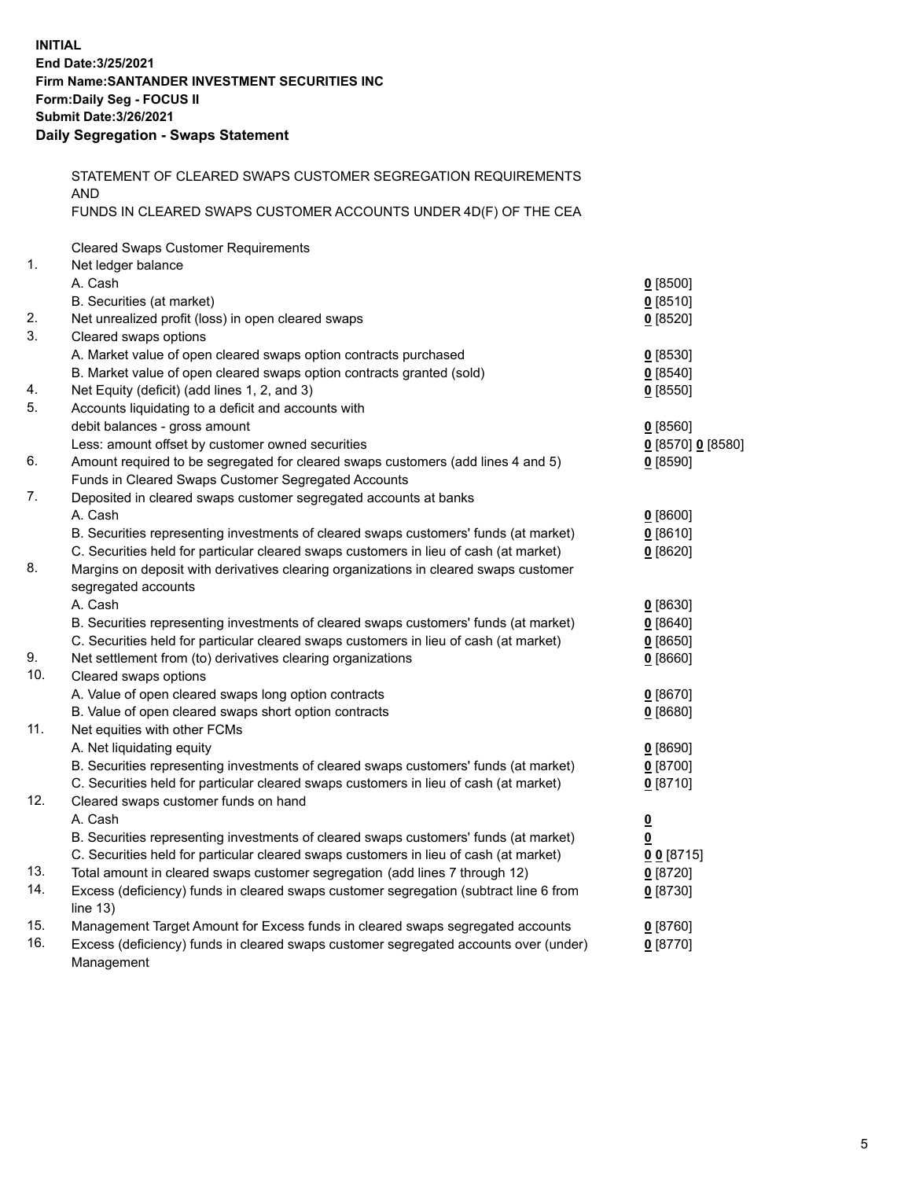**INITIAL**
**End Date:3/25/2021**
**Firm Name:SANTANDER INVESTMENT SECURITIES INC**
**Form:Daily Seg - FOCUS II**
**Submit Date:3/26/2021**
**Daily Segregation - Swaps Statement**

STATEMENT OF CLEARED SWAPS CUSTOMER SEGREGATION REQUIREMENTS AND FUNDS IN CLEARED SWAPS CUSTOMER ACCOUNTS UNDER 4D(F) OF THE CEA

| | | |
|---|---|---|
| | Cleared Swaps Customer Requirements | |
| 1. | Net ledger balance | |
| | A. Cash | 0 [8500] |
| | B. Securities (at market) | 0 [8510] |
| 2. | Net unrealized profit (loss) in open cleared swaps | 0 [8520] |
| 3. | Cleared swaps options | |
| | A. Market value of open cleared swaps option contracts purchased | 0 [8530] |
| | B. Market value of open cleared swaps option contracts granted (sold) | 0 [8540] |
| 4. | Net Equity (deficit) (add lines 1, 2, and 3) | 0 [8550] |
| 5. | Accounts liquidating to a deficit and accounts with | |
| | debit balances - gross amount | 0 [8560] |
| | Less: amount offset by customer owned securities | 0 [8570] 0 [8580] |
| 6. | Amount required to be segregated for cleared swaps customers (add lines 4 and 5) | 0 [8590] |
| | Funds in Cleared Swaps Customer Segregated Accounts | |
| 7. | Deposited in cleared swaps customer segregated accounts at banks | |
| | A. Cash | 0 [8600] |
| | B. Securities representing investments of cleared swaps customers' funds (at market) | 0 [8610] |
| | C. Securities held for particular cleared swaps customers in lieu of cash (at market) | 0 [8620] |
| 8. | Margins on deposit with derivatives clearing organizations in cleared swaps customer segregated accounts | |
| | A. Cash | 0 [8630] |
| | B. Securities representing investments of cleared swaps customers' funds (at market) | 0 [8640] |
| | C. Securities held for particular cleared swaps customers in lieu of cash (at market) | 0 [8650] |
| 9. | Net settlement from (to) derivatives clearing organizations | 0 [8660] |
| 10. | Cleared swaps options | |
| | A. Value of open cleared swaps long option contracts | 0 [8670] |
| | B. Value of open cleared swaps short option contracts | 0 [8680] |
| 11. | Net equities with other FCMs | |
| | A. Net liquidating equity | 0 [8690] |
| | B. Securities representing investments of cleared swaps customers' funds (at market) | 0 [8700] |
| | C. Securities held for particular cleared swaps customers in lieu of cash (at market) | 0 [8710] |
| 12. | Cleared swaps customer funds on hand | |
| | A. Cash | 0 |
| | B. Securities representing investments of cleared swaps customers' funds (at market) | 0 |
| | C. Securities held for particular cleared swaps customers in lieu of cash (at market) | 0 0 [8715] |
| 13. | Total amount in cleared swaps customer segregation (add lines 7 through 12) | 0 [8720] |
| 14. | Excess (deficiency) funds in cleared swaps customer segregation (subtract line 6 from line 13) | 0 [8730] |
| 15. | Management Target Amount for Excess funds in cleared swaps segregated accounts | 0 [8760] |
| 16. | Excess (deficiency) funds in cleared swaps customer segregated accounts over (under) Management | 0 [8770] |